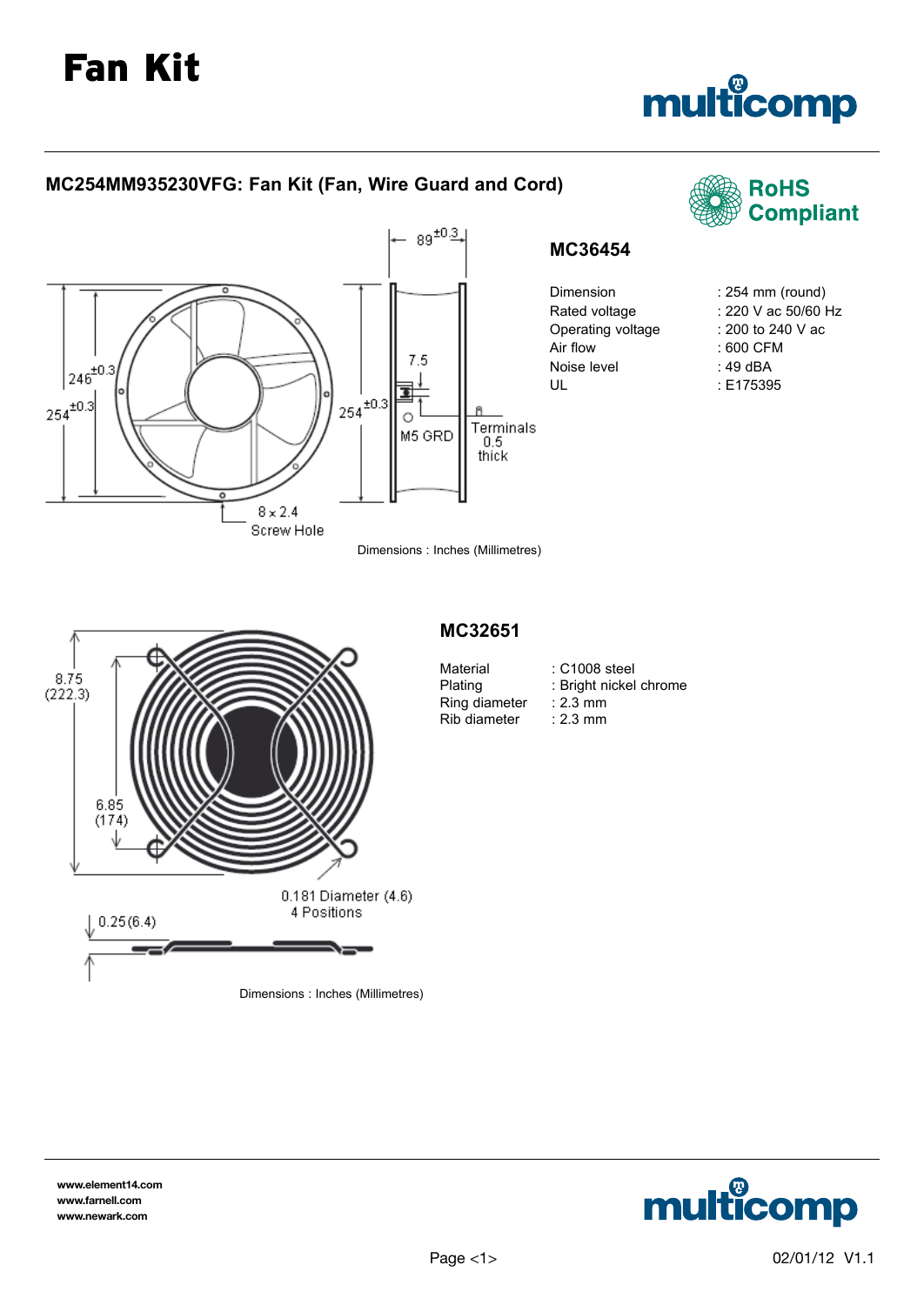# Fan Kit

## MC254MM935230VFG: Fan Kit (Fan, Wire Guard and Cord)

RoHS Compliant

### MC36454

| | |
|---|---|
| Dimension | : 254 mm (round) |
| Rated voltage | : 220 V ac 50/60 Hz |
| Operating voltage | : 200 to 240 V ac |
| Air flow | : 600 CFM |
| Noise level | : 49 dBA |
| UL | : E175395 |

89 ±0.3 | 246 ±0.3 | 254 ±0.3 | 254 ±0.3 | 7.5 | M5 GRD | Terminals 0.5 thick | 8 x 2.4 Screw Hole

Dimensions : Inches (Millimetres)

### MC32651

| | |
|---|---|
| Material | : C1008 steel |
| Plating | : Bright nickel chrome |
| Ring diameter | : 2.3 mm |
| Rib diameter | : 2.3 mm |

8.75 (222.3) | 6.85 (174) | 0.181 Diameter (4.6) 4 Positions | 0.25 (6.4)

Dimensions : Inches (Millimetres)

www.element14.com
www.farnell.com
www.newark.com

02/01/12 V1.1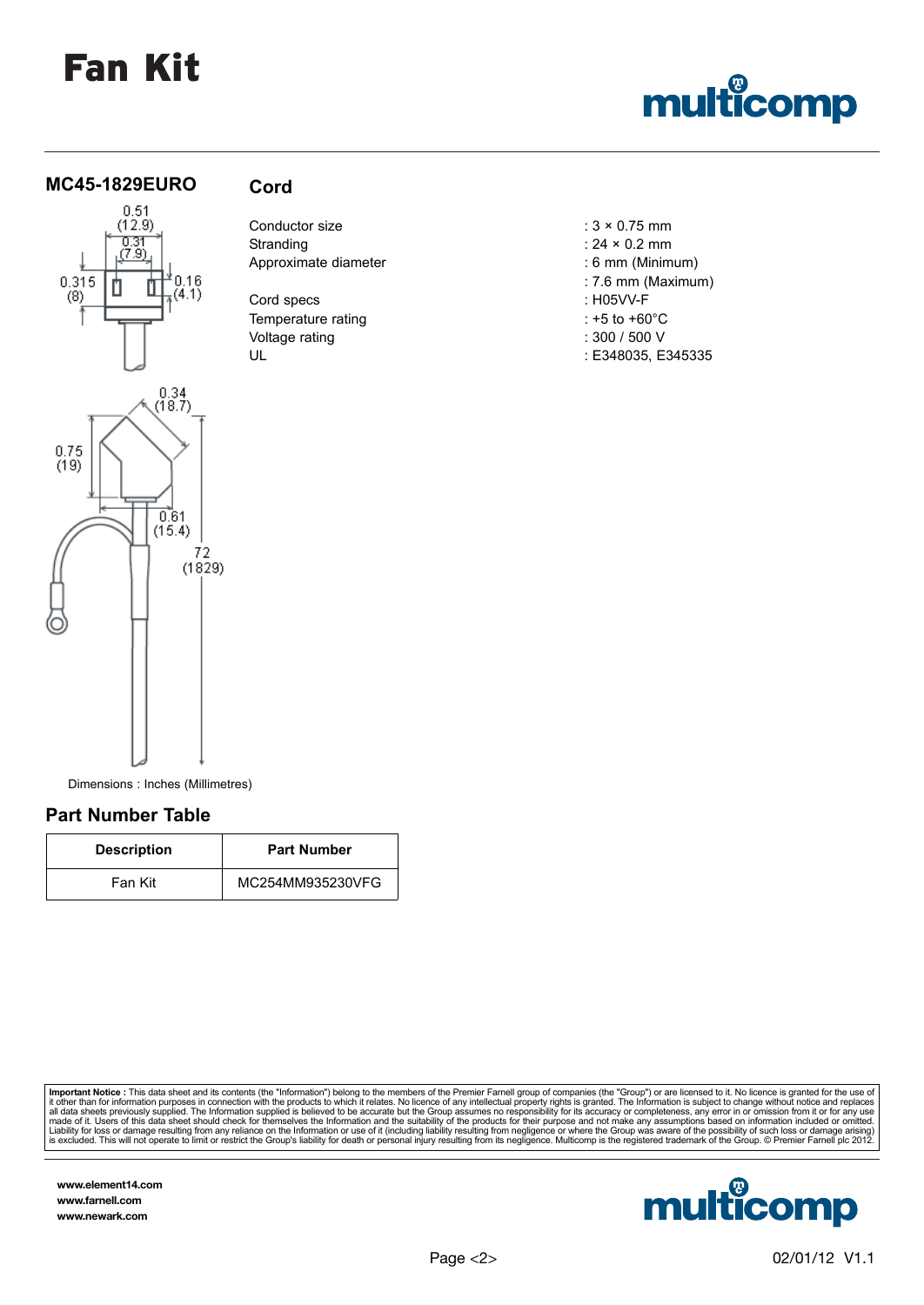# Fan Kit

## MC45-1829EURO

0.51
(12.9)
0.31
(7.9)
0.315
(8)
0.16
(4.1)
0.34
(18.7)
0.75
(19)
0.61
(15.4)
72
(1829)

Dimensions : Inches (Millimetres)

## Cord

| | |
|---|---|
| Conductor size | : 3 × 0.75 mm |
| Stranding | : 24 × 0.2 mm |
| Approximate diameter | : 6 mm (Minimum) |
| | : 7.6 mm (Maximum) |
| Cord specs | : H05VV-F |
| Temperature rating | : +5 to +60°C |
| Voltage rating | : 300 / 500 V |
| UL | : E348035, E345335 |

## Part Number Table

| Description | Part Number |
|---|---|
| Fan Kit | MC254MM935230VFG |

**Important Notice :** This data sheet and its contents (the "Information") belong to the members of the Premier Farnell group of companies (the "Group") or are licensed to it. No licence is granted for the use of it other than for information purposes in connection with the products to which it relates. No licence of any intellectual property rights is granted. The Information is subject to change without notice and replaces all data sheets previously supplied. The Information supplied is believed to be accurate but the Group assumes no responsibility for its accuracy or completeness, any error in or omission from it or for any use made of it. Users of this data sheet should check for themselves the Information and the suitability of the products for their purpose and not make any assumptions based on information included or omitted. Liability for loss or damage resulting from any reliance on the Information or use of it (including liability resulting from negligence or where the Group was aware of the possibility of such loss or damage arising) is excluded. This will not operate to limit or restrict the Group's liability for death or personal injury resulting from its negligence. Multicomp is the registered trademark of the Group. © Premier Farnell plc 2012.

**www.element14.com**
**www.farnell.com**
**www.newark.com**

02/01/12 V1.1